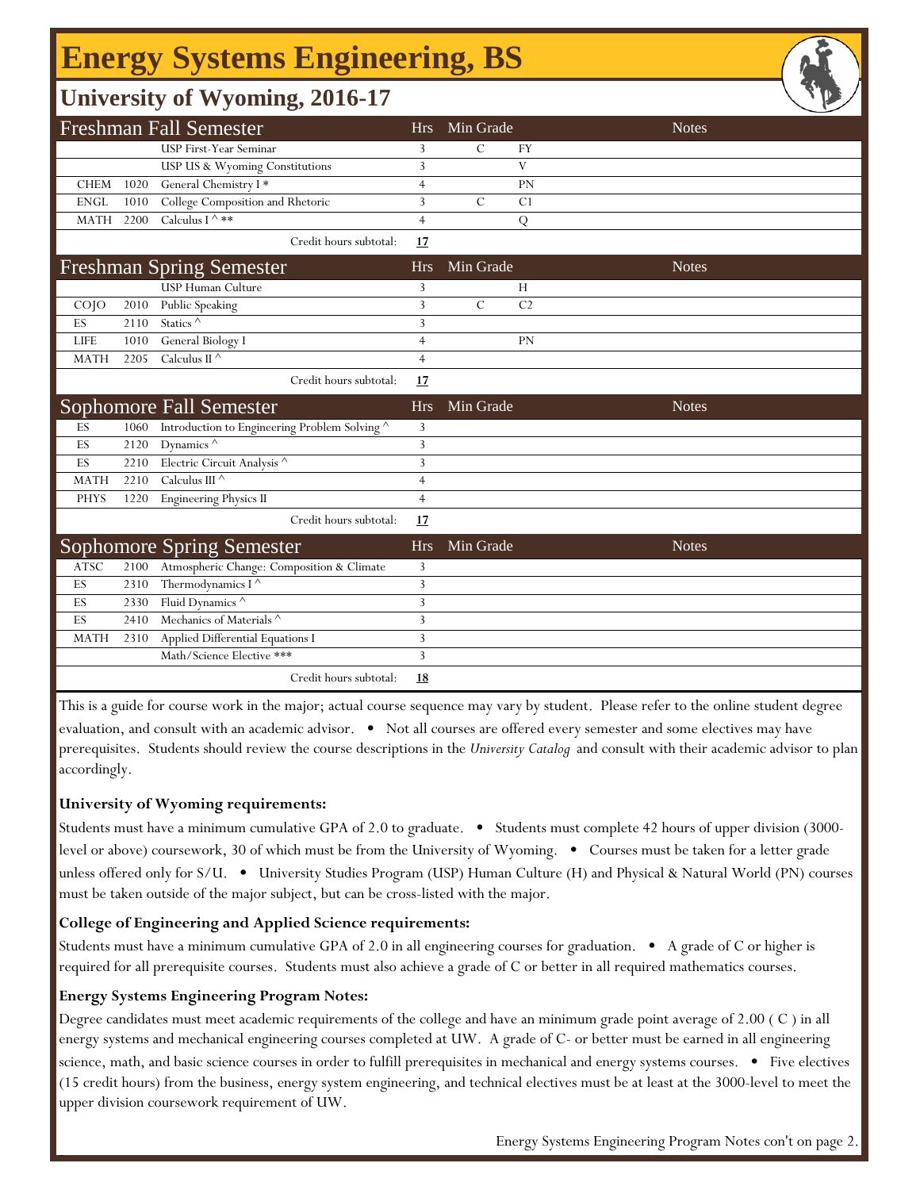# Energy Systems Engineering, BS

## University of Wyoming, 2016-17

| Freshman Fall Semester | | | Hrs | Min Grade | | Notes |
|---|---|---|---|---|---|---|
| | | USP First-Year Seminar | 3 | C | FY | |
| | | USP US & Wyoming Constitutions | 3 | | V | |
| CHEM | 1020 | General Chemistry I * | 4 | | PN | |
| ENGL | 1010 | College Composition and Rhetoric | 3 | C | C1 | |
| MATH | 2200 | Calculus I ^ ** | 4 | | Q | |
| | | Credit hours subtotal: | **17** | | | |

| Freshman Spring Semester | | | Hrs | Min Grade | | Notes |
|---|---|---|---|---|---|---|
| | | USP Human Culture | 3 | | H | |
| COJO | 2010 | Public Speaking | 3 | C | C2 | |
| ES | 2110 | Statics ^ | 3 | | | |
| LIFE | 1010 | General Biology I | 4 | | PN | |
| MATH | 2205 | Calculus II ^ | 4 | | | |
| | | Credit hours subtotal: | **17** | | | |

| Sophomore Fall Semester | | | Hrs | Min Grade | | Notes |
|---|---|---|---|---|---|---|
| ES | 1060 | Introduction to Engineering Problem Solving ^ | 3 | | | |
| ES | 2120 | Dynamics ^ | 3 | | | |
| ES | 2210 | Electric Circuit Analysis ^ | 3 | | | |
| MATH | 2210 | Calculus III ^ | 4 | | | |
| PHYS | 1220 | Engineering Physics II | 4 | | | |
| | | Credit hours subtotal: | **17** | | | |

| Sophomore Spring Semester | | | Hrs | Min Grade | | Notes |
|---|---|---|---|---|---|---|
| ATSC | 2100 | Atmospheric Change: Composition & Climate | 3 | | | |
| ES | 2310 | Thermodynamics I ^ | 3 | | | |
| ES | 2330 | Fluid Dynamics ^ | 3 | | | |
| ES | 2410 | Mechanics of Materials ^ | 3 | | | |
| MATH | 2310 | Applied Differential Equations I | 3 | | | |
| | | Math/Science Elective *** | 3 | | | |
| | | Credit hours subtotal: | **18** | | | |

This is a guide for course work in the major; actual course sequence may vary by student. Please refer to the online student degree evaluation, and consult with an academic advisor. • Not all courses are offered every semester and some electives may have prerequisites. Students should review the course descriptions in the *University Catalog* and consult with their academic advisor to plan accordingly.

**University of Wyoming requirements:**

Students must have a minimum cumulative GPA of 2.0 to graduate. • Students must complete 42 hours of upper division (3000-level or above) coursework, 30 of which must be from the University of Wyoming. • Courses must be taken for a letter grade unless offered only for S/U. • University Studies Program (USP) Human Culture (H) and Physical & Natural World (PN) courses must be taken outside of the major subject, but can be cross-listed with the major.

**College of Engineering and Applied Science requirements:**

Students must have a minimum cumulative GPA of 2.0 in all engineering courses for graduation. • A grade of C or higher is required for all prerequisite courses. Students must also achieve a grade of C or better in all required mathematics courses.

**Energy Systems Engineering Program Notes:**

Degree candidates must meet academic requirements of the college and have an minimum grade point average of 2.00 ( C ) in all energy systems and mechanical engineering courses completed at UW. A grade of C- or better must be earned in all engineering science, math, and basic science courses in order to fulfill prerequisites in mechanical and energy systems courses. • Five electives (15 credit hours) from the business, energy system engineering, and technical electives must be at least at the 3000-level to meet the upper division coursework requirement of UW.

Energy Systems Engineering Program Notes con't on page 2.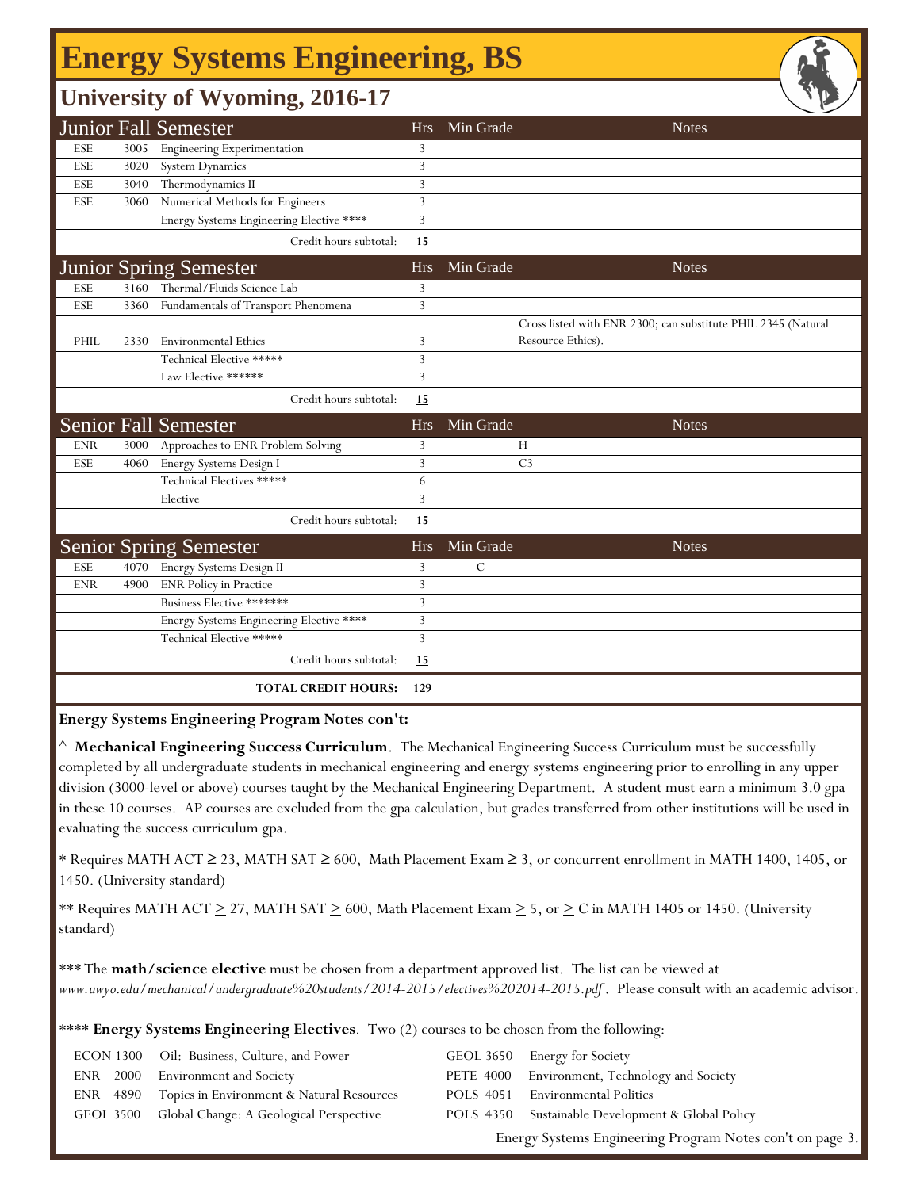# Energy Systems Engineering, BS

## University of Wyoming, 2016-17

| Junior Fall Semester | | | Hrs | Min Grade | Notes |
|---|---|---|---|---|---|
| ESE | 3005 | Engineering Experimentation | 3 | | |
| ESE | 3020 | System Dynamics | 3 | | |
| ESE | 3040 | Thermodynamics II | 3 | | |
| ESE | 3060 | Numerical Methods for Engineers | 3 | | |
| | | Energy Systems Engineering Elective **** | 3 | | |
| | | Credit hours subtotal: | **15** | | |

| Junior Spring Semester | | | Hrs | Min Grade | Notes |
|---|---|---|---|---|---|
| ESE | 3160 | Thermal/Fluids Science Lab | 3 | | |
| ESE | 3360 | Fundamentals of Transport Phenomena | 3 | | |
| PHIL | 2330 | Environmental Ethics | 3 | | Cross listed with ENR 2300; can substitute PHIL 2345 (Natural Resource Ethics). |
| | | Technical Elective ***** | 3 | | |
| | | Law Elective ****** | 3 | | |
| | | Credit hours subtotal: | **15** | | |

| Senior Fall Semester | | | Hrs | Min Grade | Notes |
|---|---|---|---|---|---|
| ENR | 3000 | Approaches to ENR Problem Solving | 3 | H | |
| ESE | 4060 | Energy Systems Design I | 3 | C3 | |
| | | Technical Electives ***** | 6 | | |
| | | Elective | 3 | | |
| | | Credit hours subtotal: | **15** | | |

| Senior Spring Semester | | | Hrs | Min Grade | Notes |
|---|---|---|---|---|---|
| ESE | 4070 | Energy Systems Design II | 3 | C | |
| ENR | 4900 | ENR Policy in Practice | 3 | | |
| | | Business Elective ******* | 3 | | |
| | | Energy Systems Engineering Elective **** | 3 | | |
| | | Technical Elective ***** | 3 | | |
| | | Credit hours subtotal: | **15** | | |
| | | **TOTAL CREDIT HOURS:** | **129** | | |

**Energy Systems Engineering Program Notes con't:**

^ **Mechanical Engineering Success Curriculum**. The Mechanical Engineering Success Curriculum must be successfully completed by all undergraduate students in mechanical engineering and energy systems engineering prior to enrolling in any upper division (3000-level or above) courses taught by the Mechanical Engineering Department. A student must earn a minimum 3.0 gpa in these 10 courses. AP courses are excluded from the gpa calculation, but grades transferred from other institutions will be used in evaluating the success curriculum gpa.

* Requires MATH ACT $\geq$ 23, MATH SAT $\geq$ 600, Math Placement Exam $\geq$ 3, or concurrent enrollment in MATH 1400, 1405, or 1450. (University standard)

** Requires MATH ACT $\geq$ 27, MATH SAT $\geq$ 600, Math Placement Exam $\geq$ 5, or $\geq$ C in MATH 1405 or 1450. (University standard)

*** The **math/science elective** must be chosen from a department approved list. The list can be viewed at *www.uwyo.edu/mechanical/undergraduate%20students/2014-2015/electives%202014-2015.pdf*. Please consult with an academic advisor.

**** **Energy Systems Engineering Electives**. Two (2) courses to be chosen from the following:

| | | | |
|---|---|---|---|
| ECON 1300 | Oil: Business, Culture, and Power | GEOL 3650 | Energy for Society |
| ENR 2000 | Environment and Society | PETE 4000 | Environment, Technology and Society |
| ENR 4890 | Topics in Environment & Natural Resources | POLS 4051 | Environmental Politics |
| GEOL 3500 | Global Change: A Geological Perspective | POLS 4350 | Sustainable Development & Global Policy |

Energy Systems Engineering Program Notes con't on page 3.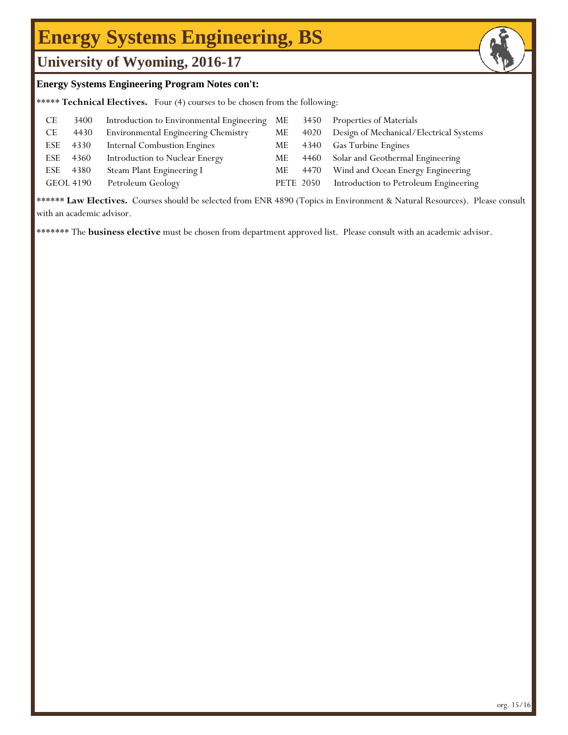# Energy Systems Engineering, BS

## University of Wyoming, 2016-17

**Energy Systems Engineering Program Notes con't:**

***** **Technical Electives.** Four (4) courses to be chosen from the following:

| | | | | | |
|---|---|---|---|---|---|
| CE | 3400 | Introduction to Environmental Engineering | ME | 3450 | Properties of Materials |
| CE | 4430 | Environmental Engineering Chemistry | ME | 4020 | Design of Mechanical/Electrical Systems |
| ESE | 4330 | Internal Combustion Engines | ME | 4340 | Gas Turbine Engines |
| ESE | 4360 | Introduction to Nuclear Energy | ME | 4460 | Solar and Geothermal Engineering |
| ESE | 4380 | Steam Plant Engineering I | ME | 4470 | Wind and Ocean Energy Engineering |
| GEOL | 4190 | Petroleum Geology | PETE | 2050 | Introduction to Petroleum Engineering |

****** **Law Electives.** Courses should be selected from ENR 4890 (Topics in Environment & Natural Resources). Please consult with an academic advisor.

******* The **business elective** must be chosen from department approved list. Please consult with an academic advisor.

org. 15/16